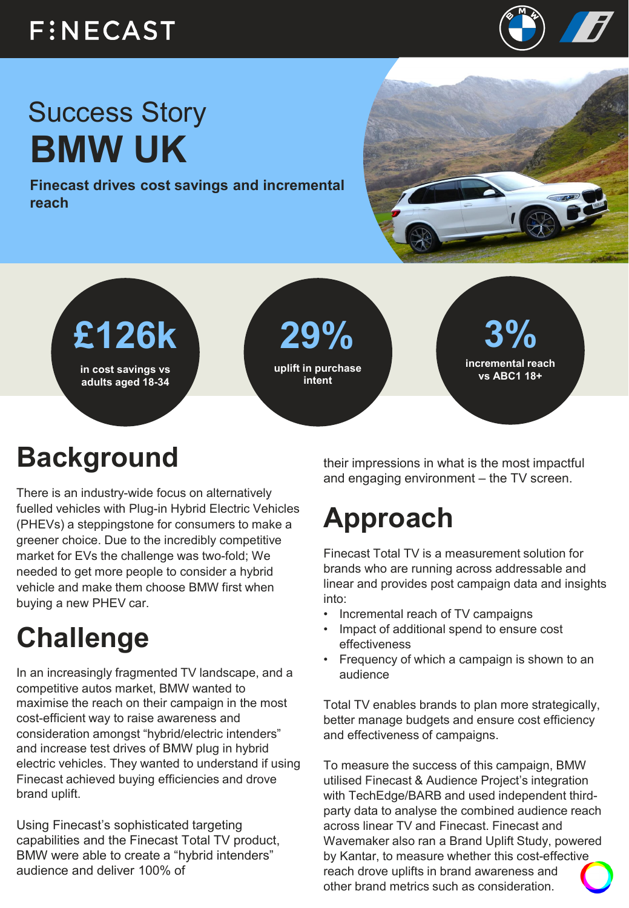# Success Story

# BMW UK

**Finecast drives cost savings and incremental reach**

**£126k** in cost savings vs adults aged 18-34

**29%** uplift in purchase intent

**3%** incremental reach vs ABC1 18+

## Background

There is an industry-wide focus on alternatively fuelled vehicles with Plug-in Hybrid Electric Vehicles (PHEVs) a steppingstone for consumers to make a greener choice. Due to the incredibly competitive market for EVs the challenge was two-fold; We needed to get more people to consider a hybrid vehicle and make them choose BMW first when buying a new PHEV car.

## Challenge

In an increasingly fragmented TV landscape, and a competitive autos market, BMW wanted to maximise the reach on their campaign in the most cost-efficient way to raise awareness and consideration amongst "hybrid/electric interenders" and increase test drives of BMW plug in hybrid electric vehicles. They wanted to understand if using Finecast achieved buying efficiencies and drove brand uplift.

Using Finecast's sophisticated targeting capabilities and the Finecast Total TV product, BMW were able to create a "hybrid intenders" audience and deliver 100% of their impressions in what is the most impactful and engaging environment – the TV screen.

## Approach

Finecast Total TV is a measurement solution for brands who are running across addressable and linear and provides post campaign data and insights into:

- Incremental reach of TV campaigns
- Impact of additional spend to ensure cost effectiveness
- Frequency of which a campaign is shown to an audience

Total TV enables brands to plan more strategically, better manage budgets and ensure cost efficiency and effectiveness of campaigns.

To measure the success of this campaign, BMW utilised Finecast & Audience Project's integration with TechEdge/BARB and used independent third-party data to analyse the combined audience reach across linear TV and Finecast. Finecast and Wavemaker also ran a Brand Uplift Study, powered by Kantar, to measure whether this cost-effective reach drove uplifts in brand awareness and other brand metrics such as consideration.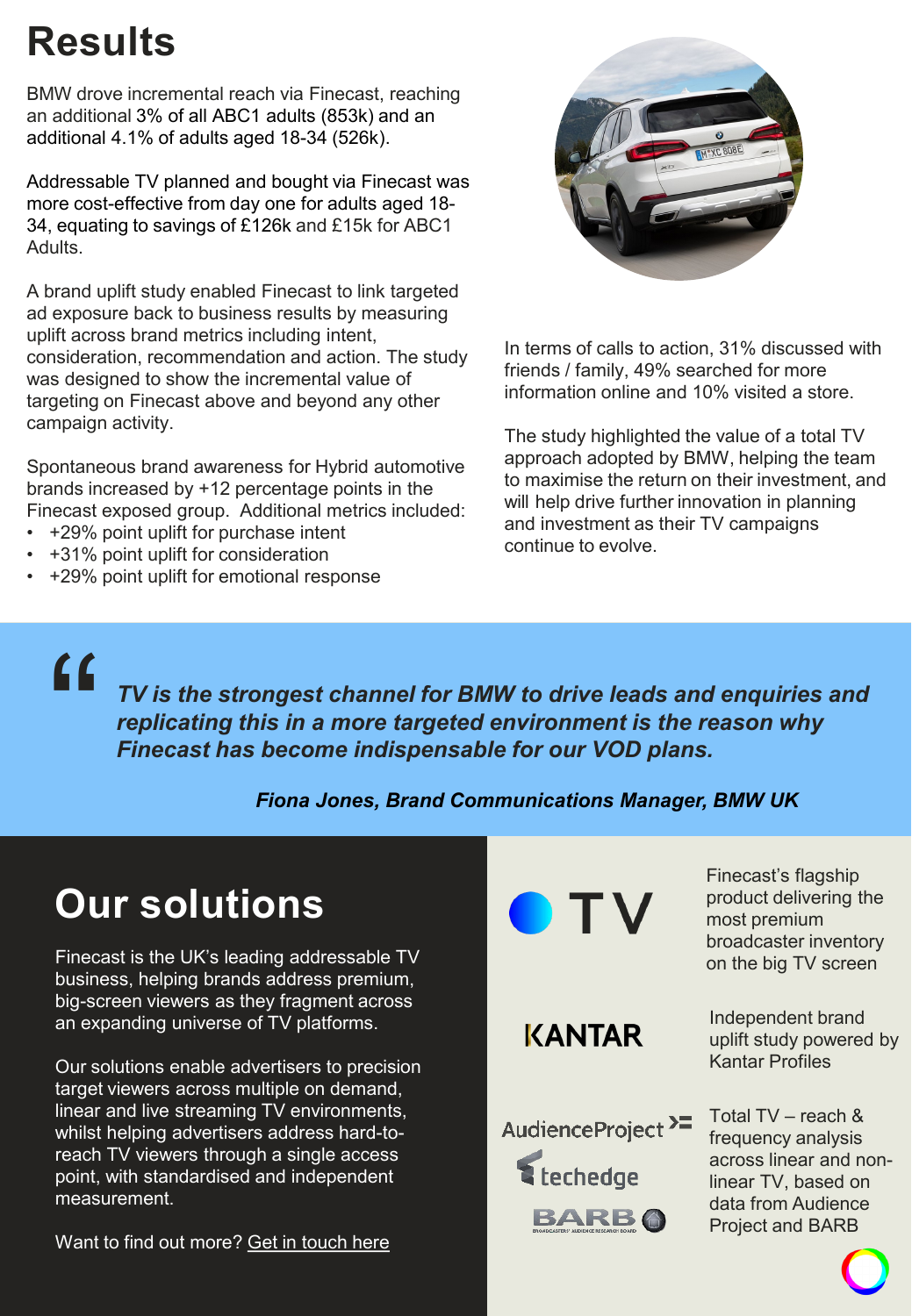# Results

BMW drove incremental reach via Finecast, reaching an additional 3% of all ABC1 adults (853k) and an additional 4.1% of adults aged 18-34 (526k).

Addressable TV planned and bought via Finecast was more cost-effective from day one for adults aged 18-34, equating to savings of £126k and £15k for ABC1 Adults.

A brand uplift study enabled Finecast to link targeted ad exposure back to business results by measuring uplift across brand metrics including intent, consideration, recommendation and action. The study was designed to show the incremental value of targeting on Finecast above and beyond any other campaign activity.

Spontaneous brand awareness for Hybrid automotive brands increased by +12 percentage points in the Finecast exposed group. Additional metrics included:

- +29% point uplift for purchase intent
- +31% point uplift for consideration
- +29% point uplift for emotional response

In terms of calls to action, 31% discussed with friends / family, 49% searched for more information online and 10% visited a store.

The study highlighted the value of a total TV approach adopted by BMW, helping the team to maximise the return on their investment, and will help drive further innovation in planning and investment as their TV campaigns continue to evolve.

> ***TV is the strongest channel for BMW to drive leads and enquiries and replicating this in a more targeted environment is the reason why Finecast has become indispensable for our VOD plans.***
>
> ***Fiona Jones, Brand Communications Manager, BMW UK***

# Our solutions

Finecast is the UK's leading addressable TV business, helping brands address premium, big-screen viewers as they fragment across an expanding universe of TV platforms.

Our solutions enable advertisers to precision target viewers across multiple on demand, linear and live streaming TV environments, whilst helping advertisers address hard-to-reach TV viewers through a single access point, with standardised and independent measurement.

Want to find out more? Get in touch here

TV

Finecast's flagship product delivering the most premium broadcaster inventory on the big TV screen

KANTAR

Independent brand uplift study powered by Kantar Profiles

AudienceProject
techedge
BARB

Total TV – reach & frequency analysis across linear and non-linear TV, based on data from Audience Project and BARB